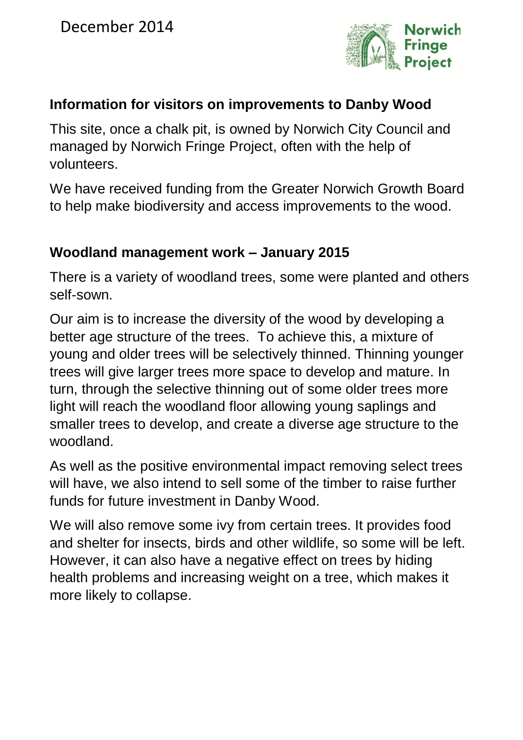December 2014

Norwich Fringe Project

## Information for visitors on improvements to Danby Wood

This site, once a chalk pit, is owned by Norwich City Council and managed by Norwich Fringe Project, often with the help of volunteers.

We have received funding from the Greater Norwich Growth Board to help make biodiversity and access improvements to the wood.

## Woodland management work – January 2015

There is a variety of woodland trees, some were planted and others self-sown.

Our aim is to increase the diversity of the wood by developing a better age structure of the trees. To achieve this, a mixture of young and older trees will be selectively thinned. Thinning younger trees will give larger trees more space to develop and mature. In turn, through the selective thinning out of some older trees more light will reach the woodland floor allowing young saplings and smaller trees to develop, and create a diverse age structure to the woodland.

As well as the positive environmental impact removing select trees will have, we also intend to sell some of the timber to raise further funds for future investment in Danby Wood.

We will also remove some ivy from certain trees. It provides food and shelter for insects, birds and other wildlife, so some will be left. However, it can also have a negative effect on trees by hiding health problems and increasing weight on a tree, which makes it more likely to collapse.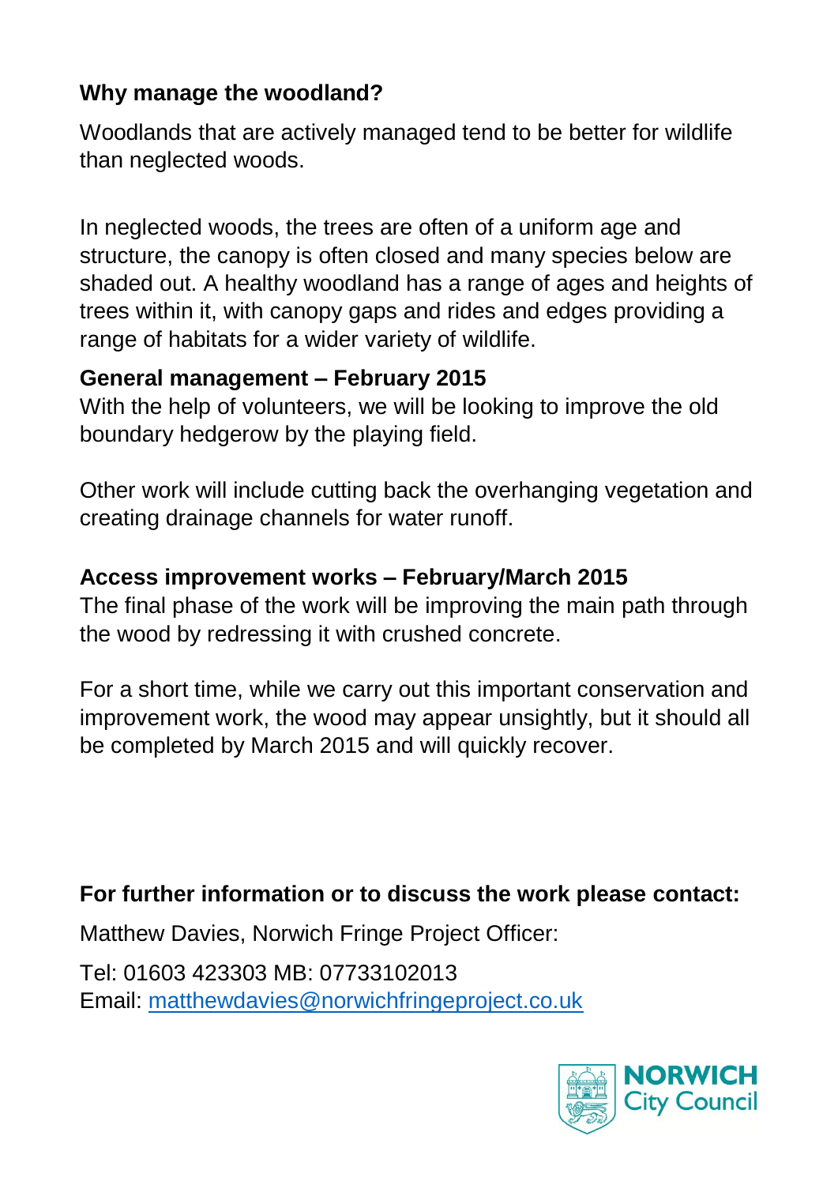**Why manage the woodland?**

Woodlands that are actively managed tend to be better for wildlife than neglected woods.

In neglected woods, the trees are often of a uniform age and structure, the canopy is often closed and many species below are shaded out. A healthy woodland has a range of ages and heights of trees within it, with canopy gaps and rides and edges providing a range of habitats for a wider variety of wildlife.

**General management – February 2015**

With the help of volunteers, we will be looking to improve the old boundary hedgerow by the playing field.

Other work will include cutting back the overhanging vegetation and creating drainage channels for water runoff.

**Access improvement works – February/March 2015**

The final phase of the work will be improving the main path through the wood by redressing it with crushed concrete.

For a short time, while we carry out this important conservation and improvement work, the wood may appear unsightly, but it should all be completed by March 2015 and will quickly recover.

**For further information or to discuss the work please contact:**

Matthew Davies, Norwich Fringe Project Officer:

Tel: 01603 423303 MB: 07733102013
Email: matthewdavies@norwichfringeproject.co.uk

NORWICH City Council